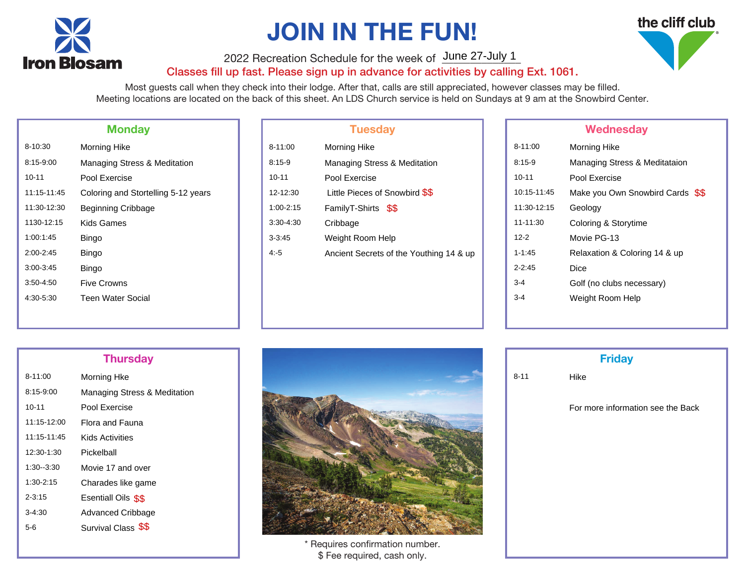Iron Blosam

# JOIN IN THE FUN!

the cliff club

2022 Recreation Schedule for the week of June 27-July 1

**Classes fill up fast. Please sign up in advance for activities by calling Ext. 1061.**

Most guests call when they check into their lodge. After that, calls are still appreciated, however classes may be filled.
Meeting locations are located on the back of this sheet. An LDS Church service is held on Sundays at 9 am at the Snowbird Center.

## Monday

| | |
|---|---|
| 8-10:30 | Morning Hike |
| 8:15-9:00 | Managing Stress & Meditation |
| 10-11 | Pool Exercise |
| 11:15-11:45 | Coloring and Stortelling 5-12 years |
| 11:30-12:30 | Beginning Cribbage |
| 1130-12:15 | Kids Games |
| 1:00:1:45 | Bingo |
| 2:00-2:45 | Bingo |
| 3:00-3:45 | Bingo |
| 3:50-4:50 | Five Crowns |
| 4:30-5:30 | Teen Water Social |

## Tuesday

| | |
|---|---|
| 8-11:00 | Morning Hike |
| 8:15-9 | Managing Stress & Meditation |
| 10-11 | Pool Exercise |
| 12-12:30 | Little Pieces of Snowbird $$ |
| 1:00-2:15 | FamilyT-Shirts $$ |
| 3:30-4:30 | Cribbage |
| 3-3:45 | Weight Room Help |
| 4:-5 | Ancient Secrets of the Youthing 14 & up |

## Wednesday

| | |
|---|---|
| 8-11:00 | Morning Hike |
| 8:15-9 | Managing Stress & Meditataion |
| 10-11 | Pool Exercise |
| 10:15-11:45 | Make you Own Snowbird Cards $$ |
| 11:30-12:15 | Geology |
| 11-11:30 | Coloring & Storytime |
| 12-2 | Movie PG-13 |
| 1-1:45 | Relaxation & Coloring 14 & up |
| 2-2:45 | Dice |
| 3-4 | Golf (no clubs necessary) |
| 3-4 | Weight Room Help |

## Thursday

| | |
|---|---|
| 8-11:00 | Morning Hke |
| 8:15-9:00 | Managing Stress & Meditation |
| 10-11 | Pool Exercise |
| 11:15-12:00 | Flora and Fauna |
| 11:15-11:45 | Kids Activities |
| 12:30-1:30 | Pickelball |
| 1:30--3:30 | Movie 17 and over |
| 1:30-2:15 | Charades like game |
| 2-3:15 | Esentiall Oils $$ |
| 3-4:30 | Advanced Cribbage |
| 5-6 | Survival Class $$ |

\* Requires confirmation number.
$ Fee required, cash only.

## Friday

| | |
|---|---|
| 8-11 | Hike |

For more information see the Back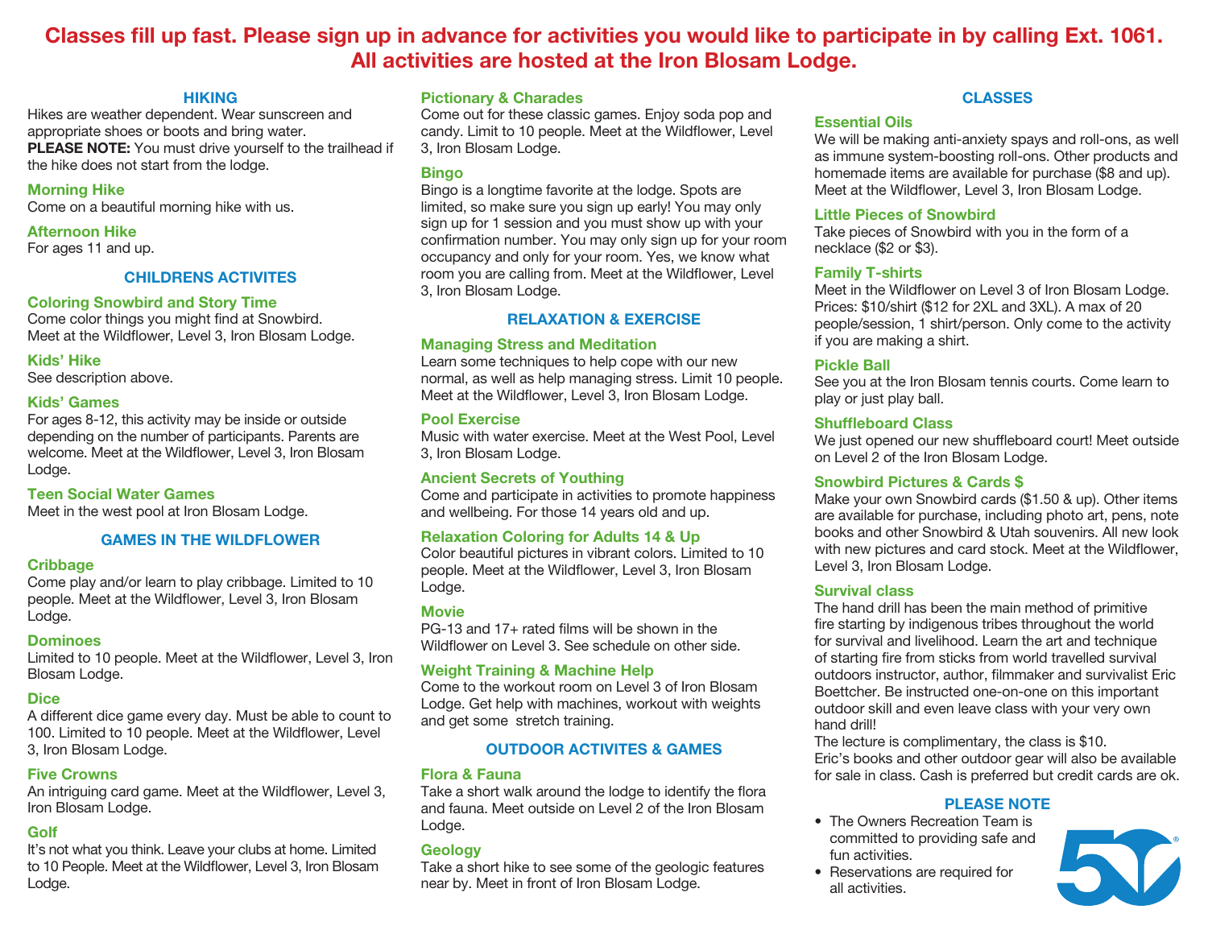**Classes fill up fast. Please sign up in advance for activities you would like to participate in by calling Ext. 1061. All activities are hosted at the Iron Blosam Lodge.**

## HIKING

Hikes are weather dependent. Wear sunscreen and appropriate shoes or boots and bring water.
**PLEASE NOTE:** You must drive yourself to the trailhead if the hike does not start from the lodge.

### Morning Hike
Come on a beautiful morning hike with us.

### Afternoon Hike
For ages 11 and up.

## CHILDRENS ACTIVITES

### Coloring Snowbird and Story Time
Come color things you might find at Snowbird.
Meet at the Wildflower, Level 3, Iron Blosam Lodge.

### Kids' Hike
See description above.

### Kids' Games
For ages 8-12, this activity may be inside or outside depending on the number of participants. Parents are welcome. Meet at the Wildflower, Level 3, Iron Blosam Lodge.

### Teen Social Water Games
Meet in the west pool at Iron Blosam Lodge.

## GAMES IN THE WILDFLOWER

### Cribbage
Come play and/or learn to play cribbage. Limited to 10 people. Meet at the Wildflower, Level 3, Iron Blosam Lodge.

### Dominoes
Limited to 10 people. Meet at the Wildflower, Level 3, Iron Blosam Lodge.

### Dice
A different dice game every day. Must be able to count to 100. Limited to 10 people. Meet at the Wildflower, Level 3, Iron Blosam Lodge.

### Five Crowns
An intriguing card game. Meet at the Wildflower, Level 3, Iron Blosam Lodge.

### Golf
It's not what you think. Leave your clubs at home. Limited to 10 People. Meet at the Wildflower, Level 3, Iron Blosam Lodge.

### Pictionary & Charades
Come out for these classic games. Enjoy soda pop and candy. Limit to 10 people. Meet at the Wildflower, Level 3, Iron Blosam Lodge.

### Bingo
Bingo is a longtime favorite at the lodge. Spots are limited, so make sure you sign up early! You may only sign up for 1 session and you must show up with your confirmation number. You may only sign up for your room occupancy and only for your room. Yes, we know what room you are calling from. Meet at the Wildflower, Level 3, Iron Blosam Lodge.

## RELAXATION & EXERCISE

### Managing Stress and Meditation
Learn some techniques to help cope with our new normal, as well as help managing stress. Limit 10 people. Meet at the Wildflower, Level 3, Iron Blosam Lodge.

### Pool Exercise
Music with water exercise. Meet at the West Pool, Level 3, Iron Blosam Lodge.

### Ancient Secrets of Youthing
Come and participate in activities to promote happiness and wellbeing. For those 14 years old and up.

### Relaxation Coloring for Adults 14 & Up
Color beautiful pictures in vibrant colors. Limited to 10 people. Meet at the Wildflower, Level 3, Iron Blosam Lodge.

### Movie
PG-13 and 17+ rated films will be shown in the Wildflower on Level 3. See schedule on other side.

### Weight Training & Machine Help
Come to the workout room on Level 3 of Iron Blosam Lodge. Get help with machines, workout with weights and get some stretch training.

## OUTDOOR ACTIVITES & GAMES

### Flora & Fauna
Take a short walk around the lodge to identify the flora and fauna. Meet outside on Level 2 of the Iron Blosam Lodge.

### Geology
Take a short hike to see some of the geologic features near by. Meet in front of Iron Blosam Lodge.

## CLASSES

### Essential Oils
We will be making anti-anxiety spays and roll-ons, as well as immune system-boosting roll-ons. Other products and homemade items are available for purchase ($8 and up). Meet at the Wildflower, Level 3, Iron Blosam Lodge.

### Little Pieces of Snowbird
Take pieces of Snowbird with you in the form of a necklace ($2 or $3).

### Family T-shirts
Meet in the Wildflower on Level 3 of Iron Blosam Lodge. Prices: $10/shirt ($12 for 2XL and 3XL). A max of 20 people/session, 1 shirt/person. Only come to the activity if you are making a shirt.

### Pickle Ball
See you at the Iron Blosam tennis courts. Come learn to play or just play ball.

### Shuffleboard Class
We just opened our new shuffleboard court! Meet outside on Level 2 of the Iron Blosam Lodge.

### Snowbird Pictures & Cards $
Make your own Snowbird cards ($1.50 & up). Other items are available for purchase, including photo art, pens, note books and other Snowbird & Utah souvenirs. All new look with new pictures and card stock. Meet at the Wildflower, Level 3, Iron Blosam Lodge.

### Survival class
The hand drill has been the main method of primitive fire starting by indigenous tribes throughout the world for survival and livelihood. Learn the art and technique of starting fire from sticks from world travelled survival outdoors instructor, author, filmmaker and survivalist Eric Boettcher. Be instructed one-on-one on this important outdoor skill and even leave class with your very own hand drill!
The lecture is complimentary, the class is $10.
Eric's books and other outdoor gear will also be available for sale in class. Cash is preferred but credit cards are ok.

## PLEASE NOTE

- The Owners Recreation Team is committed to providing safe and fun activities.
- Reservations are required for all activities.